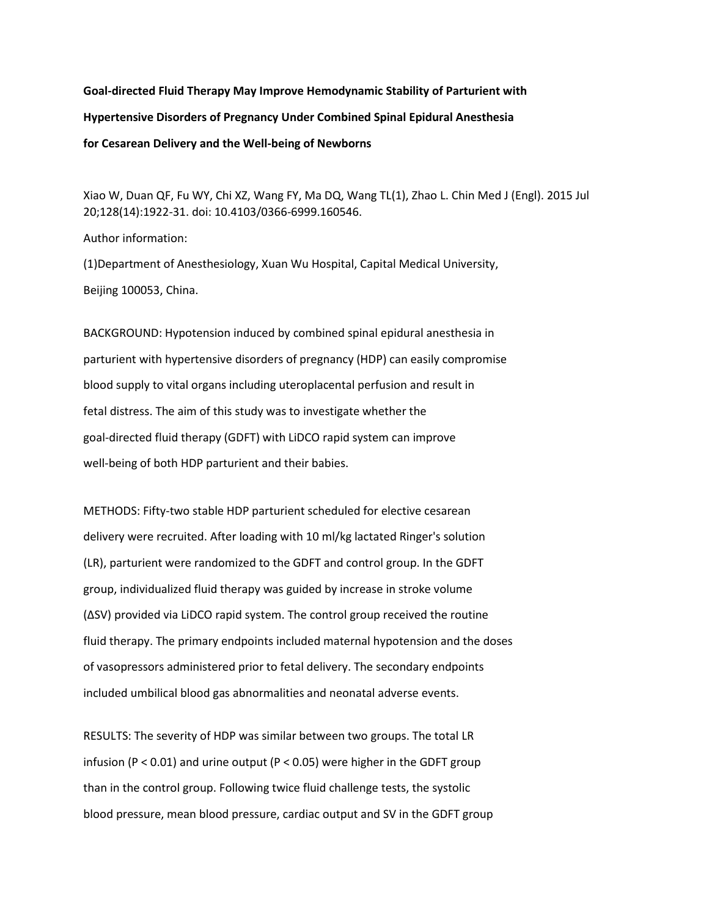**Goal-directed Fluid Therapy May Improve Hemodynamic Stability of Parturient with Hypertensive Disorders of Pregnancy Under Combined Spinal Epidural Anesthesia for Cesarean Delivery and the Well-being of Newborns**

Xiao W, Duan QF, Fu WY, Chi XZ, Wang FY, Ma DQ, Wang TL(1), Zhao L. Chin Med J (Engl). 2015 Jul 20;128(14):1922-31. doi: 10.4103/0366-6999.160546.

Author information:

(1)Department of Anesthesiology, Xuan Wu Hospital, Capital Medical University, Beijing 100053, China.

BACKGROUND: Hypotension induced by combined spinal epidural anesthesia in parturient with hypertensive disorders of pregnancy (HDP) can easily compromise blood supply to vital organs including uteroplacental perfusion and result in fetal distress. The aim of this study was to investigate whether the goal-directed fluid therapy (GDFT) with LiDCO rapid system can improve well-being of both HDP parturient and their babies.

METHODS: Fifty-two stable HDP parturient scheduled for elective cesarean delivery were recruited. After loading with 10 ml/kg lactated Ringer's solution (LR), parturient were randomized to the GDFT and control group. In the GDFT group, individualized fluid therapy was guided by increase in stroke volume (ΔSV) provided via LiDCO rapid system. The control group received the routine fluid therapy. The primary endpoints included maternal hypotension and the doses of vasopressors administered prior to fetal delivery. The secondary endpoints included umbilical blood gas abnormalities and neonatal adverse events.

RESULTS: The severity of HDP was similar between two groups. The total LR infusion ($P < 0.01$) and urine output ($P < 0.05$) were higher in the GDFT group than in the control group. Following twice fluid challenge tests, the systolic blood pressure, mean blood pressure, cardiac output and SV in the GDFT group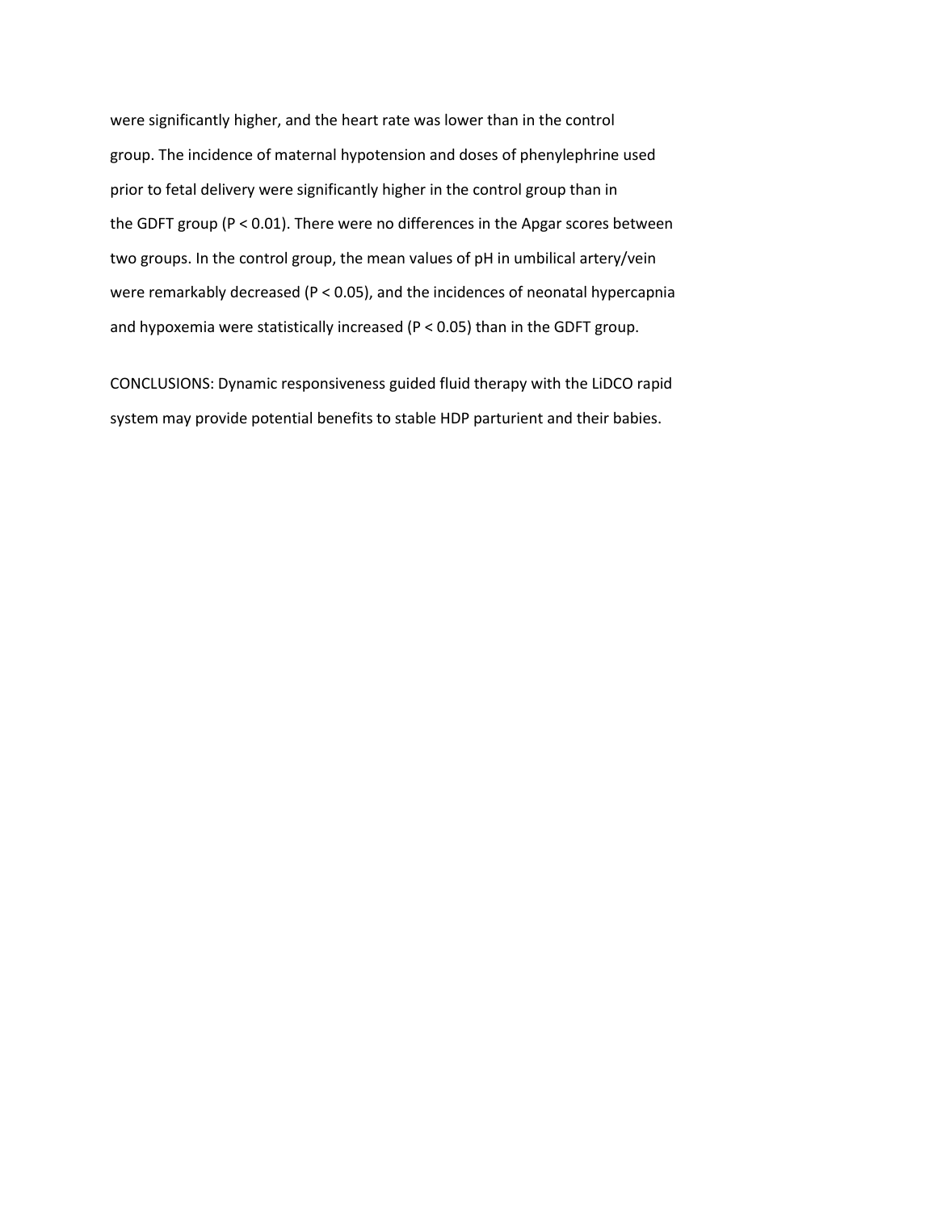were significantly higher, and the heart rate was lower than in the control group. The incidence of maternal hypotension and doses of phenylephrine used prior to fetal delivery were significantly higher in the control group than in the GDFT group ($P < 0.01$). There were no differences in the Apgar scores between two groups. In the control group, the mean values of pH in umbilical artery/vein were remarkably decreased ($P < 0.05$), and the incidences of neonatal hypercapnia and hypoxemia were statistically increased ($P < 0.05$) than in the GDFT group.

CONCLUSIONS: Dynamic responsiveness guided fluid therapy with the LiDCO rapid system may provide potential benefits to stable HDP parturient and their babies.